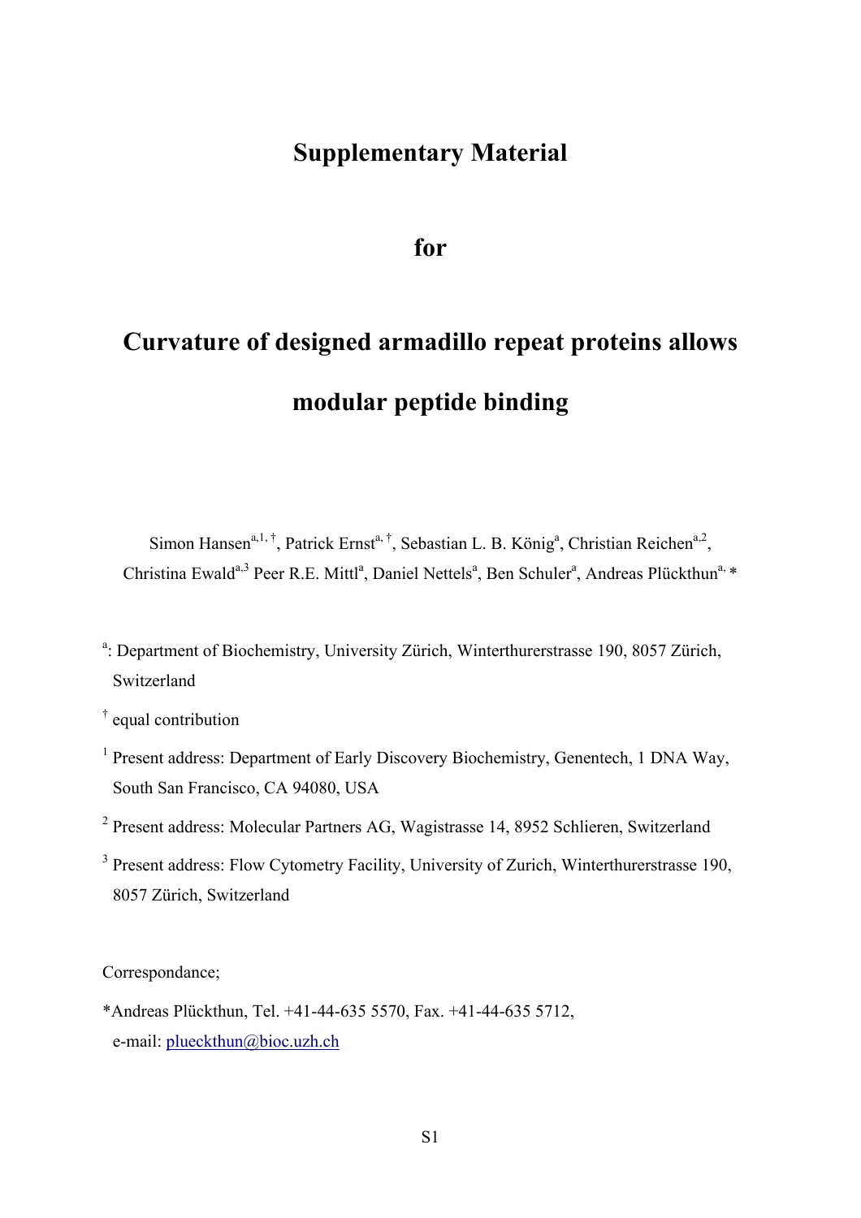# Supplementary Material

## for

# Curvature of designed armadillo repeat proteins allows modular peptide binding

Simon Hansen[a,1,†], Patrick Ernst[a,†], Sebastian L. B. König[a], Christian Reichen[a,2], Christina Ewald[a,3] Peer R.E. Mittl[a], Daniel Nettels[a], Ben Schuler[a], Andreas Plückthun[a,*]

[a]: Department of Biochemistry, University Zürich, Winterthurerstrasse 190, 8057 Zürich, Switzerland

[†] equal contribution

[1] Present address: Department of Early Discovery Biochemistry, Genentech, 1 DNA Way, South San Francisco, CA 94080, USA

[2] Present address: Molecular Partners AG, Wagistrasse 14, 8952 Schlieren, Switzerland

[3] Present address: Flow Cytometry Facility, University of Zurich, Winterthurerstrasse 190, 8057 Zürich, Switzerland

Correspondance;

*Andreas Plückthun, Tel. +41-44-635 5570, Fax. +41-44-635 5712, e-mail: plueckthun@bioc.uzh.ch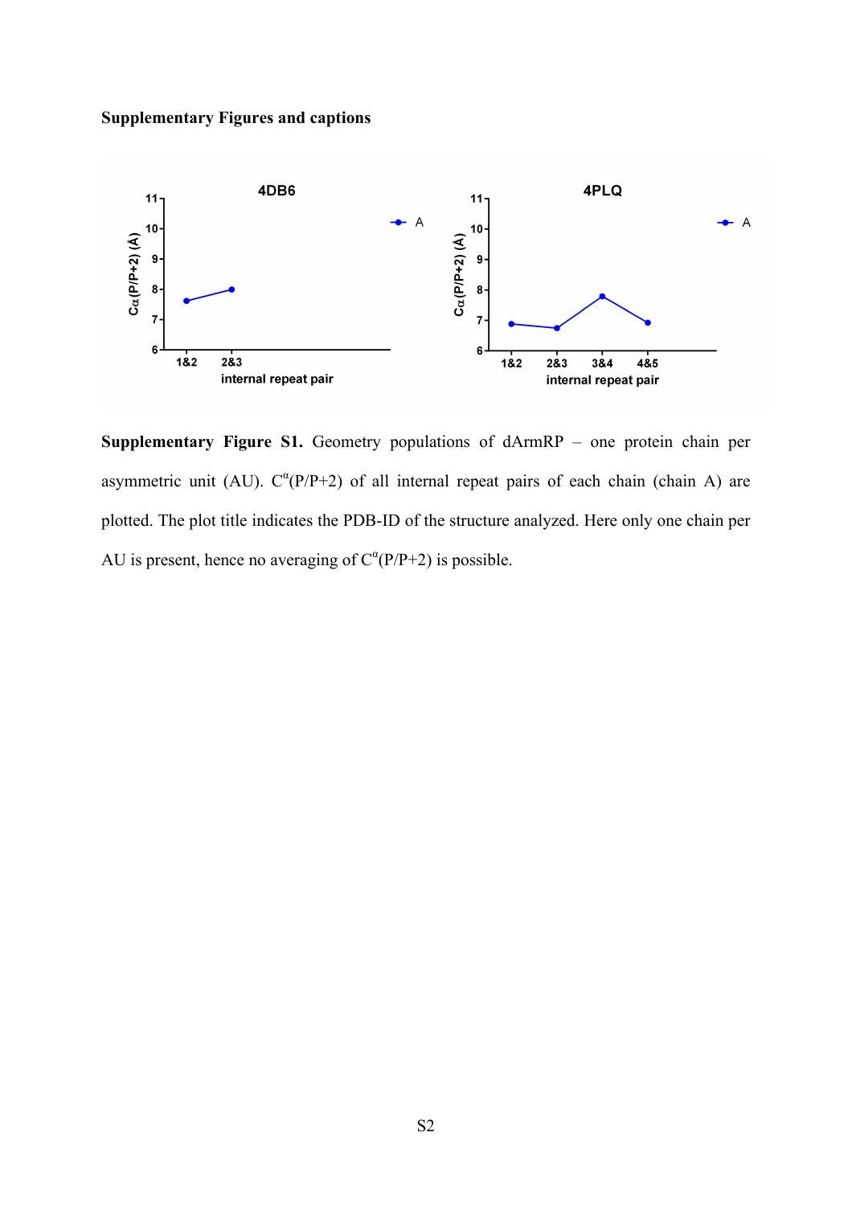**Supplementary Figures and captions**

**Supplementary Figure S1.** Geometry populations of dArmRP – one protein chain per asymmetric unit (AU). $C^{\alpha}$(P/P+2) of all internal repeat pairs of each chain (chain A) are plotted. The plot title indicates the PDB-ID of the structure analyzed. Here only one chain per AU is present, hence no averaging of $C^{\alpha}$(P/P+2) is possible.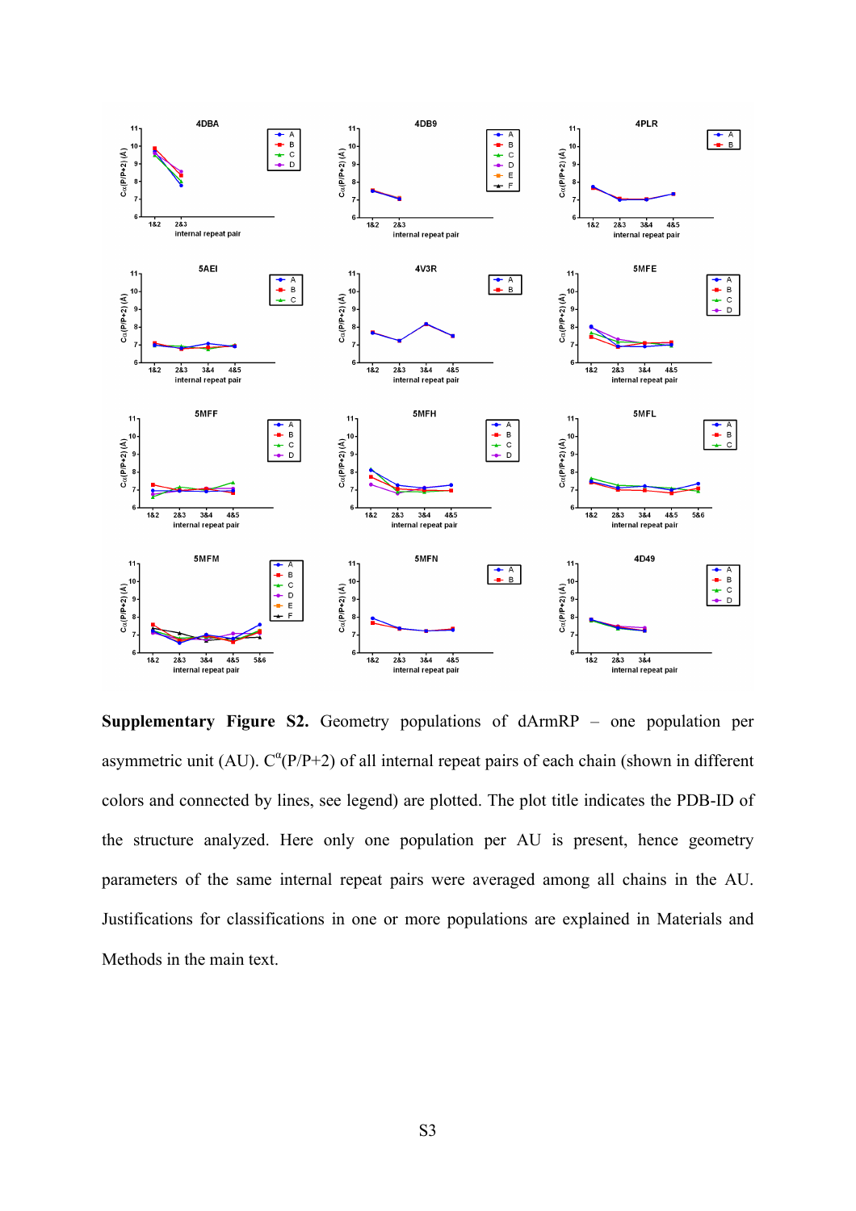**Supplementary Figure S2.** Geometry populations of dArmRP – one population per asymmetric unit (AU). $C^{\alpha}$(P/P+2) of all internal repeat pairs of each chain (shown in different colors and connected by lines, see legend) are plotted. The plot title indicates the PDB-ID of the structure analyzed. Here only one population per AU is present, hence geometry parameters of the same internal repeat pairs were averaged among all chains in the AU. Justifications for classifications in one or more populations are explained in Materials and Methods in the main text.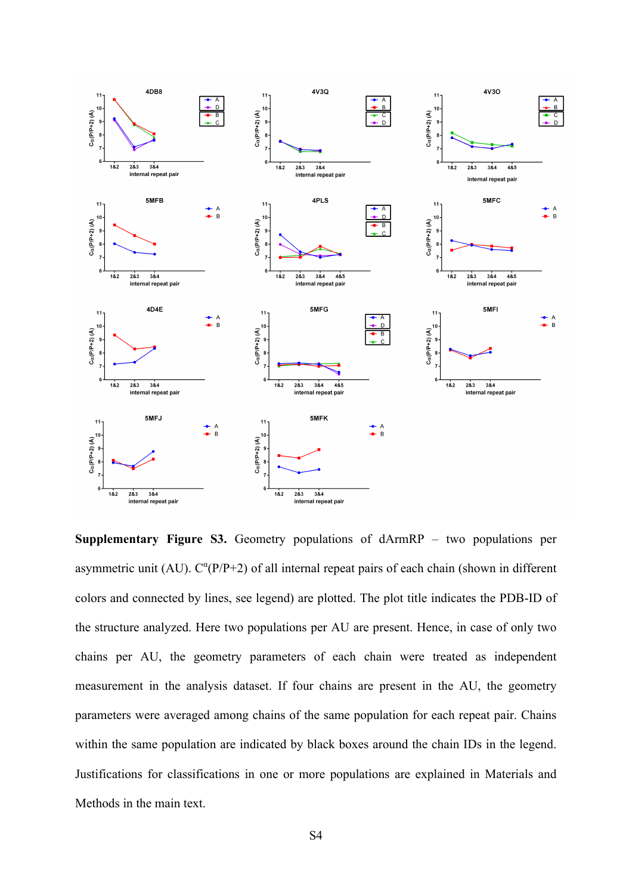**Supplementary Figure S3.** Geometry populations of dArmRP – two populations per asymmetric unit (AU). $C^{\alpha}(P/P+2)$ of all internal repeat pairs of each chain (shown in different colors and connected by lines, see legend) are plotted. The plot title indicates the PDB-ID of the structure analyzed. Here two populations per AU are present. Hence, in case of only two chains per AU, the geometry parameters of each chain were treated as independent measurement in the analysis dataset. If four chains are present in the AU, the geometry parameters were averaged among chains of the same population for each repeat pair. Chains within the same population are indicated by black boxes around the chain IDs in the legend. Justifications for classifications in one or more populations are explained in Materials and Methods in the main text.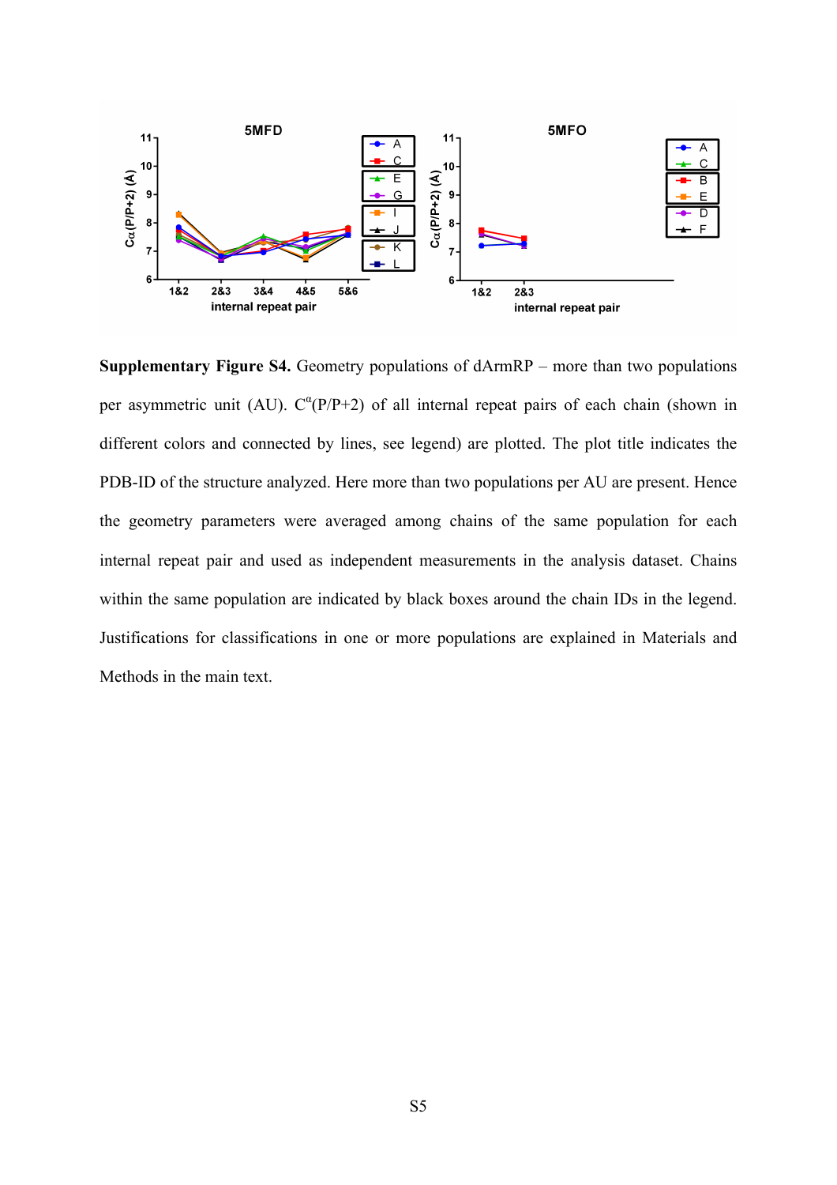**Supplementary Figure S4.** Geometry populations of dArmRP – more than two populations per asymmetric unit (AU). $C^{\alpha}$(P/P+2) of all internal repeat pairs of each chain (shown in different colors and connected by lines, see legend) are plotted. The plot title indicates the PDB-ID of the structure analyzed. Here more than two populations per AU are present. Hence the geometry parameters were averaged among chains of the same population for each internal repeat pair and used as independent measurements in the analysis dataset. Chains within the same population are indicated by black boxes around the chain IDs in the legend. Justifications for classifications in one or more populations are explained in Materials and Methods in the main text.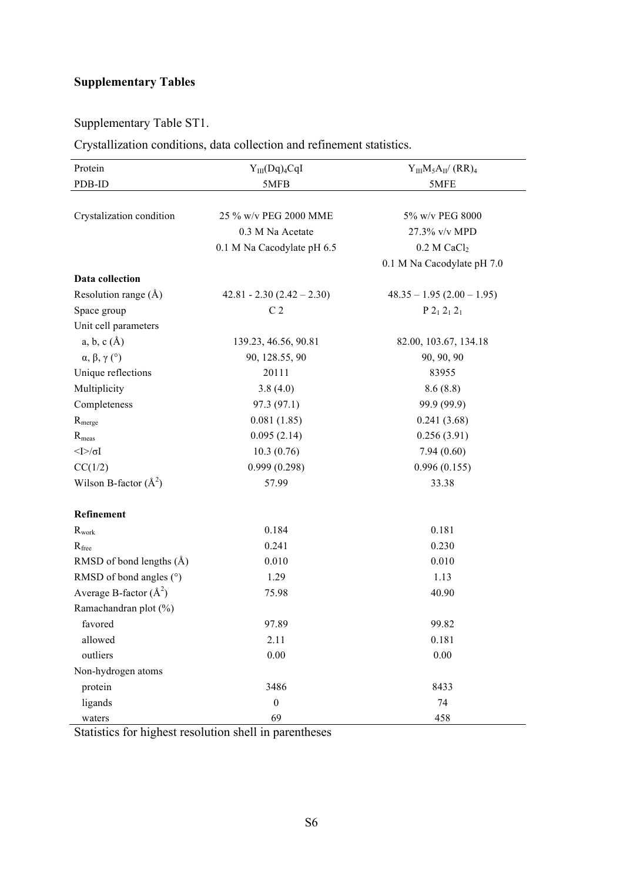## Supplementary Tables

Supplementary Table ST1.

Crystallization conditions, data collection and refinement statistics.

| Protein | $Y_{III}(Dq)_4CqI$ | $Y_{III}M_5A_{II}/(RR)_4$ |
|---|---|---|
| PDB-ID | 5MFB | 5MFE |
| Crystalization condition | 25 % w/v PEG 2000 MME<br>0.3 M Na Acetate<br>0.1 M Na Cacodylate pH 6.5 | 5% w/v PEG 8000<br>27.3% v/v MPD<br>0.2 M $CaCl_2$<br>0.1 M Na Cacodylate pH 7.0 |
| **Data collection** | | |
| Resolution range (Å) | 42.81 - 2.30 (2.42 – 2.30) | 48.35 – 1.95 (2.00 – 1.95) |
| Space group | C 2 | P $2_1$ $2_1$ $2_1$ |
| Unit cell parameters | | |
| a, b, c (Å) | 139.23, 46.56, 90.81 | 82.00, 103.67, 134.18 |
| α, β, γ (°) | 90, 128.55, 90 | 90, 90, 90 |
| Unique reflections | 20111 | 83955 |
| Multiplicity | 3.8 (4.0) | 8.6 (8.8) |
| Completeness | 97.3 (97.1) | 99.9 (99.9) |
| $R_{merge}$ | 0.081 (1.85) | 0.241 (3.68) |
| $R_{meas}$ | 0.095 (2.14) | 0.256 (3.91) |
| $\langle I \rangle/\sigma I$ | 10.3 (0.76) | 7.94 (0.60) |
| CC(1/2) | 0.999 (0.298) | 0.996 (0.155) |
| Wilson B-factor ($Å^2$) | 57.99 | 33.38 |
| **Refinement** | | |
| $R_{work}$ | 0.184 | 0.181 |
| $R_{free}$ | 0.241 | 0.230 |
| RMSD of bond lengths (Å) | 0.010 | 0.010 |
| RMSD of bond angles (°) | 1.29 | 1.13 |
| Average B-factor ($Å^2$) | 75.98 | 40.90 |
| Ramachandran plot (%) | | |
| favored | 97.89 | 99.82 |
| allowed | 2.11 | 0.181 |
| outliers | 0.00 | 0.00 |
| Non-hydrogen atoms | | |
| protein | 3486 | 8433 |
| ligands | 0 | 74 |
| waters | 69 | 458 |

Statistics for highest resolution shell in parentheses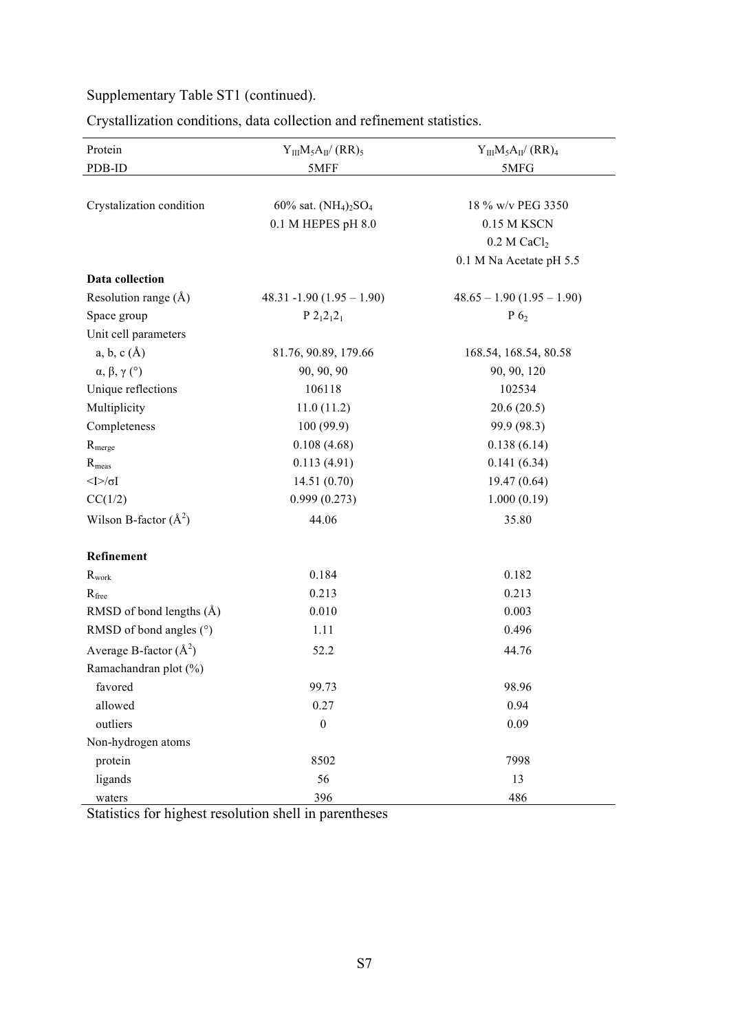Supplementary Table ST1 (continued).

Crystallization conditions, data collection and refinement statistics.

| Protein | $Y_{III}M_5A_{II}$/ $(RR)_5$ | $Y_{III}M_5A_{II}$/ $(RR)_4$ |
|---|---|---|
| PDB-ID | 5MFF | 5MFG |
| Crystalization condition | 60% sat. $(NH_4)_2SO_4$<br>0.1 M HEPES pH 8.0 | 18 % w/v PEG 3350<br>0.15 M KSCN<br>0.2 M $CaCl_2$<br>0.1 M Na Acetate pH 5.5 |
| **Data collection** | | |
| Resolution range (Å) | 48.31 -1.90 (1.95 – 1.90) | 48.65 – 1.90 (1.95 – 1.90) |
| Space group | $P\ 2_12_12_1$ | $P\ 6_2$ |
| Unit cell parameters | | |
| a, b, c (Å) | 81.76, 90.89, 179.66 | 168.54, 168.54, 80.58 |
| α, β, γ (°) | 90, 90, 90 | 90, 90, 120 |
| Unique reflections | 106118 | 102534 |
| Multiplicity | 11.0 (11.2) | 20.6 (20.5) |
| Completeness | 100 (99.9) | 99.9 (98.3) |
| $R_{merge}$ | 0.108 (4.68) | 0.138 (6.14) |
| $R_{meas}$ | 0.113 (4.91) | 0.141 (6.34) |
| $\langle I \rangle / \sigma I$ | 14.51 (0.70) | 19.47 (0.64) |
| CC(1/2) | 0.999 (0.273) | 1.000 (0.19) |
| Wilson B-factor ($Å^2$) | 44.06 | 35.80 |
| **Refinement** | | |
| $R_{work}$ | 0.184 | 0.182 |
| $R_{free}$ | 0.213 | 0.213 |
| RMSD of bond lengths (Å) | 0.010 | 0.003 |
| RMSD of bond angles (°) | 1.11 | 0.496 |
| Average B-factor ($Å^2$) | 52.2 | 44.76 |
| Ramachandran plot (%) | | |
| favored | 99.73 | 98.96 |
| allowed | 0.27 | 0.94 |
| outliers | 0 | 0.09 |
| Non-hydrogen atoms | | |
| protein | 8502 | 7998 |
| ligands | 56 | 13 |
| waters | 396 | 486 |

Statistics for highest resolution shell in parentheses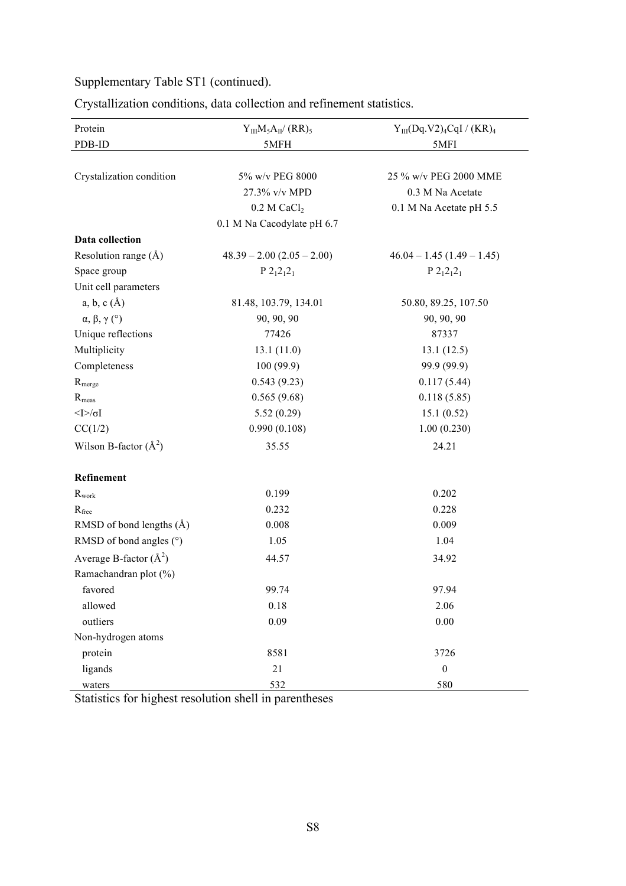Supplementary Table ST1 (continued).

Crystallization conditions, data collection and refinement statistics.

| Protein | $Y_{III}M_5A_{II}$/ $(RR)_5$ | $Y_{III}(Dq.V2)_4CqI$ / $(KR)_4$ |
|---|---|---|
| PDB-ID | 5MFH | 5MFI |
| Crystalization condition | 5% w/v PEG 8000<br>27.3% v/v MPD<br>0.2 M $CaCl_2$<br>0.1 M Na Cacodylate pH 6.7 | 25 % w/v PEG 2000 MME<br>0.3 M Na Acetate<br>0.1 M Na Acetate pH 5.5 |
| **Data collection** | | |
| Resolution range (Å) | 48.39 – 2.00 (2.05 – 2.00) | 46.04 – 1.45 (1.49 – 1.45) |
| Space group | P $2_12_12_1$ | P $2_12_12_1$ |
| Unit cell parameters | | |
| a, b, c (Å) | 81.48, 103.79, 134.01 | 50.80, 89.25, 107.50 |
| α, β, γ (°) | 90, 90, 90 | 90, 90, 90 |
| Unique reflections | 77426 | 87337 |
| Multiplicity | 13.1 (11.0) | 13.1 (12.5) |
| Completeness | 100 (99.9) | 99.9 (99.9) |
| $R_{merge}$ | 0.543 (9.23) | 0.117 (5.44) |
| $R_{meas}$ | 0.565 (9.68) | 0.118 (5.85) |
| $\langle I \rangle / \sigma I$ | 5.52 (0.29) | 15.1 (0.52) |
| CC(1/2) | 0.990 (0.108) | 1.00 (0.230) |
| Wilson B-factor ($Å^2$) | 35.55 | 24.21 |
| **Refinement** | | |
| $R_{work}$ | 0.199 | 0.202 |
| $R_{free}$ | 0.232 | 0.228 |
| RMSD of bond lengths (Å) | 0.008 | 0.009 |
| RMSD of bond angles (°) | 1.05 | 1.04 |
| Average B-factor ($Å^2$) | 44.57 | 34.92 |
| Ramachandran plot (%) | | |
| favored | 99.74 | 97.94 |
| allowed | 0.18 | 2.06 |
| outliers | 0.09 | 0.00 |
| Non-hydrogen atoms | | |
| protein | 8581 | 3726 |
| ligands | 21 | 0 |
| waters | 532 | 580 |

Statistics for highest resolution shell in parentheses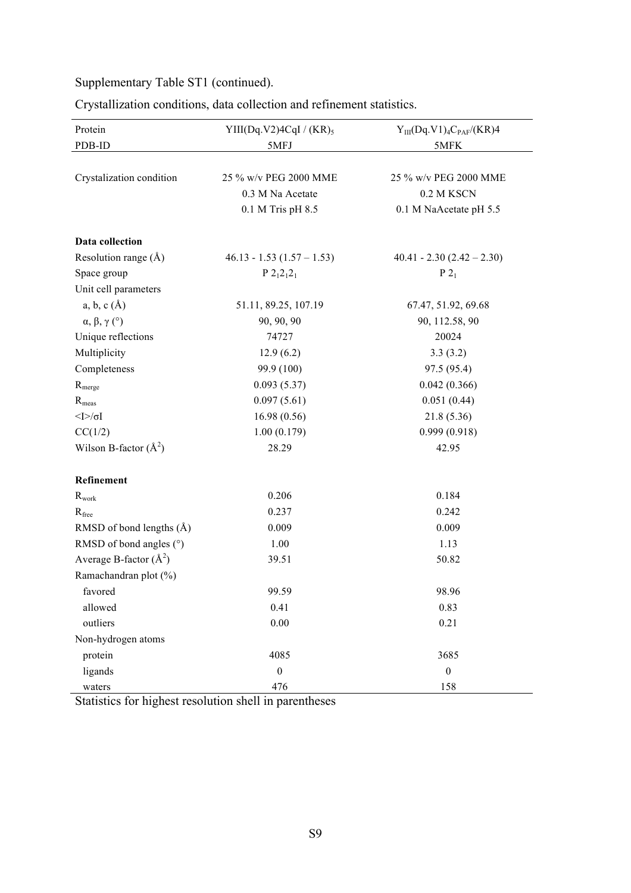Supplementary Table ST1 (continued).

Crystallization conditions, data collection and refinement statistics.

| Protein | YIII(Dq.V2)4CqI / $(KR)_5$ | $Y_{III}(Dq.V1)_4C_{PAF}/(KR)4$ |
|---|---|---|
| PDB-ID | 5MFJ | 5MFK |
| Crystalization condition | 25 % w/v PEG 2000 MME<br>0.3 M Na Acetate<br>0.1 M Tris pH 8.5 | 25 % w/v PEG 2000 MME<br>0.2 M KSCN<br>0.1 M NaAcetate pH 5.5 |
| **Data collection** | | |
| Resolution range (Å) | 46.13 - 1.53 (1.57 – 1.53) | 40.41 - 2.30 (2.42 – 2.30) |
| Space group | $P\ 2_1 2_1 2_1$ | $P\ 2_1$ |
| Unit cell parameters | | |
| a, b, c (Å) | 51.11, 89.25, 107.19 | 67.47, 51.92, 69.68 |
| α, β, γ (°) | 90, 90, 90 | 90, 112.58, 90 |
| Unique reflections | 74727 | 20024 |
| Multiplicity | 12.9 (6.2) | 3.3 (3.2) |
| Completeness | 99.9 (100) | 97.5 (95.4) |
| $R_{merge}$ | 0.093 (5.37) | 0.042 (0.366) |
| $R_{meas}$ | 0.097 (5.61) | 0.051 (0.44) |
| $\langle I \rangle / \sigma I$ | 16.98 (0.56) | 21.8 (5.36) |
| CC(1/2) | 1.00 (0.179) | 0.999 (0.918) |
| Wilson B-factor ($Å^2$) | 28.29 | 42.95 |
| **Refinement** | | |
| $R_{work}$ | 0.206 | 0.184 |
| $R_{free}$ | 0.237 | 0.242 |
| RMSD of bond lengths (Å) | 0.009 | 0.009 |
| RMSD of bond angles (°) | 1.00 | 1.13 |
| Average B-factor ($Å^2$) | 39.51 | 50.82 |
| Ramachandran plot (%) | | |
| favored | 99.59 | 98.96 |
| allowed | 0.41 | 0.83 |
| outliers | 0.00 | 0.21 |
| Non-hydrogen atoms | | |
| protein | 4085 | 3685 |
| ligands | 0 | 0 |
| waters | 476 | 158 |

Statistics for highest resolution shell in parentheses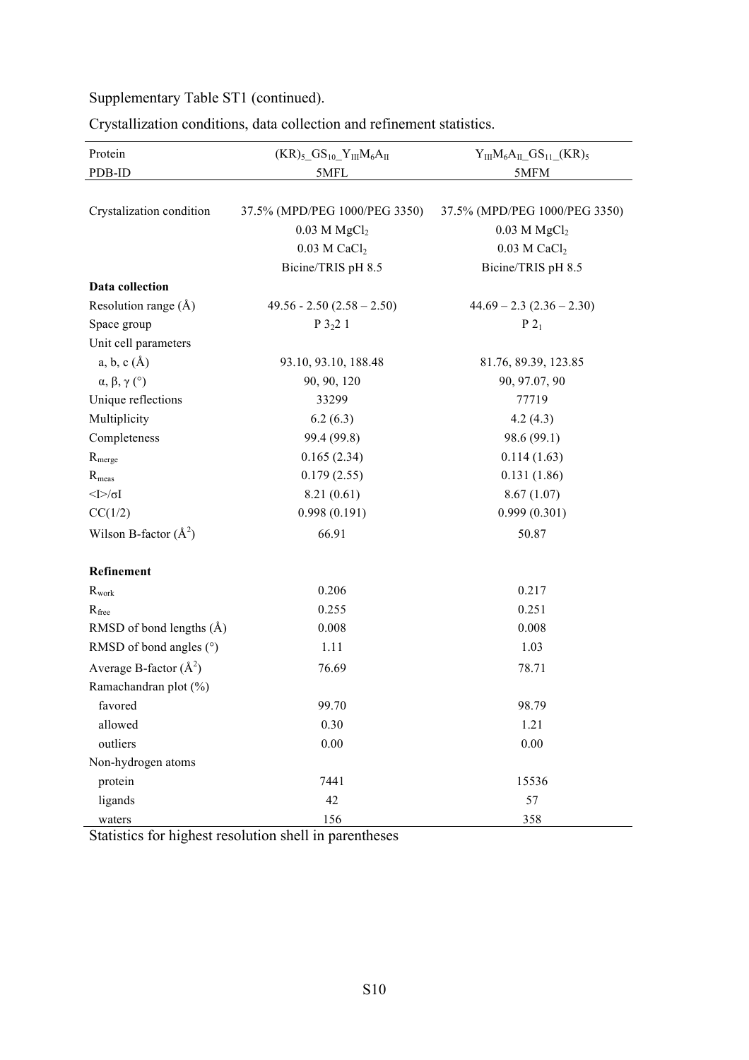Supplementary Table ST1 (continued).

Crystallization conditions, data collection and refinement statistics.

| Protein | $(KR)_5\_GS_{10}\_Y_{III}M_6A_{II}$ | $Y_{III}M_6A_{II}\_GS_{11}\_(KR)_5$ |
|---|---|---|
| PDB-ID | 5MFL | 5MFM |
| Crystalization condition | 37.5% (MPD/PEG 1000/PEG 3350)<br>0.03 M $MgCl_2$<br>0.03 M $CaCl_2$<br>Bicine/TRIS pH 8.5 | 37.5% (MPD/PEG 1000/PEG 3350)<br>0.03 M $MgCl_2$<br>0.03 M $CaCl_2$<br>Bicine/TRIS pH 8.5 |
| **Data collection** | | |
| Resolution range (Å) | 49.56 - 2.50 (2.58 – 2.50) | 44.69 – 2.3 (2.36 – 2.30) |
| Space group | P $3_2$2 1 | P $2_1$ |
| Unit cell parameters | | |
| a, b, c (Å) | 93.10, 93.10, 188.48 | 81.76, 89.39, 123.85 |
| α, β, γ (°) | 90, 90, 120 | 90, 97.07, 90 |
| Unique reflections | 33299 | 77719 |
| Multiplicity | 6.2 (6.3) | 4.2 (4.3) |
| Completeness | 99.4 (99.8) | 98.6 (99.1) |
| $R_{merge}$ | 0.165 (2.34) | 0.114 (1.63) |
| $R_{meas}$ | 0.179 (2.55) | 0.131 (1.86) |
| $\langle I \rangle/\sigma I$ | 8.21 (0.61) | 8.67 (1.07) |
| CC(1/2) | 0.998 (0.191) | 0.999 (0.301) |
| Wilson B-factor ($Å^2$) | 66.91 | 50.87 |
| **Refinement** | | |
| $R_{work}$ | 0.206 | 0.217 |
| $R_{free}$ | 0.255 | 0.251 |
| RMSD of bond lengths (Å) | 0.008 | 0.008 |
| RMSD of bond angles (°) | 1.11 | 1.03 |
| Average B-factor ($Å^2$) | 76.69 | 78.71 |
| Ramachandran plot (%) | | |
| favored | 99.70 | 98.79 |
| allowed | 0.30 | 1.21 |
| outliers | 0.00 | 0.00 |
| Non-hydrogen atoms | | |
| protein | 7441 | 15536 |
| ligands | 42 | 57 |
| waters | 156 | 358 |

Statistics for highest resolution shell in parentheses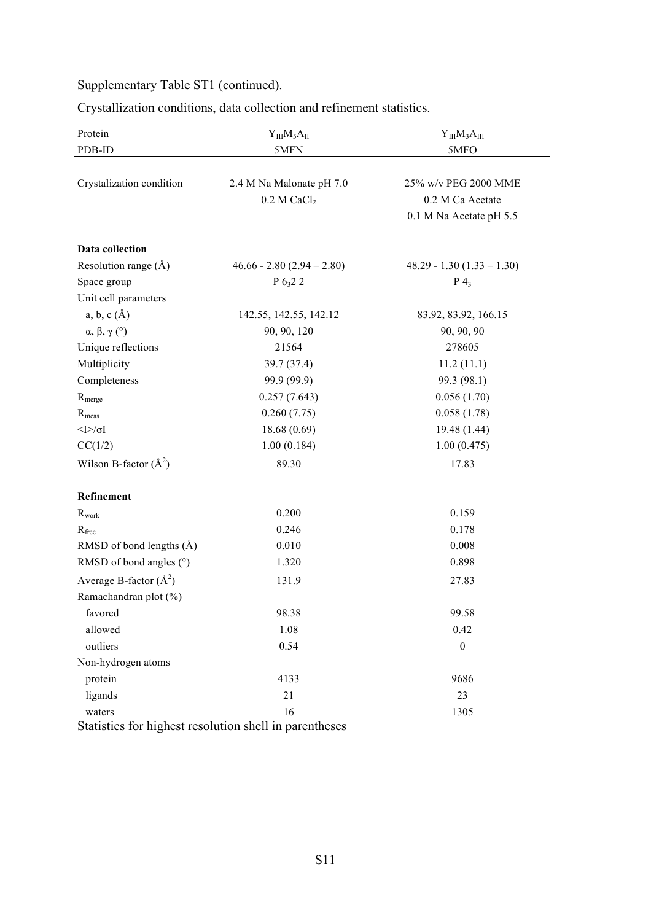Supplementary Table ST1 (continued).

Crystallization conditions, data collection and refinement statistics.

| Protein | $Y_{III}M_5A_{II}$ | $Y_{III}M_3A_{III}$ |
|---|---|---|
| PDB-ID | 5MFN | 5MFO |
| Crystalization condition | 2.4 M Na Malonate pH 7.0<br>0.2 M $CaCl_2$ | 25% w/v PEG 2000 MME<br>0.2 M Ca Acetate<br>0.1 M Na Acetate pH 5.5 |
| **Data collection** | | |
| Resolution range (Å) | 46.66 - 2.80 (2.94 – 2.80) | 48.29 - 1.30 (1.33 – 1.30) |
| Space group | P $6_3$2 2 | P $4_3$ |
| Unit cell parameters | | |
| a, b, c (Å) | 142.55, 142.55, 142.12 | 83.92, 83.92, 166.15 |
| α, β, γ (°) | 90, 90, 120 | 90, 90, 90 |
| Unique reflections | 21564 | 278605 |
| Multiplicity | 39.7 (37.4) | 11.2 (11.1) |
| Completeness | 99.9 (99.9) | 99.3 (98.1) |
| $R_{merge}$ | 0.257 (7.643) | 0.056 (1.70) |
| $R_{meas}$ | 0.260 (7.75) | 0.058 (1.78) |
| $\langle I \rangle / \sigma I$ | 18.68 (0.69) | 19.48 (1.44) |
| CC(1/2) | 1.00 (0.184) | 1.00 (0.475) |
| Wilson B-factor ($Å^2$) | 89.30 | 17.83 |
| **Refinement** | | |
| $R_{work}$ | 0.200 | 0.159 |
| $R_{free}$ | 0.246 | 0.178 |
| RMSD of bond lengths (Å) | 0.010 | 0.008 |
| RMSD of bond angles (°) | 1.320 | 0.898 |
| Average B-factor ($Å^2$) | 131.9 | 27.83 |
| Ramachandran plot (%) | | |
| favored | 98.38 | 99.58 |
| allowed | 1.08 | 0.42 |
| outliers | 0.54 | 0 |
| Non-hydrogen atoms | | |
| protein | 4133 | 9686 |
| ligands | 21 | 23 |
| waters | 16 | 1305 |

Statistics for highest resolution shell in parentheses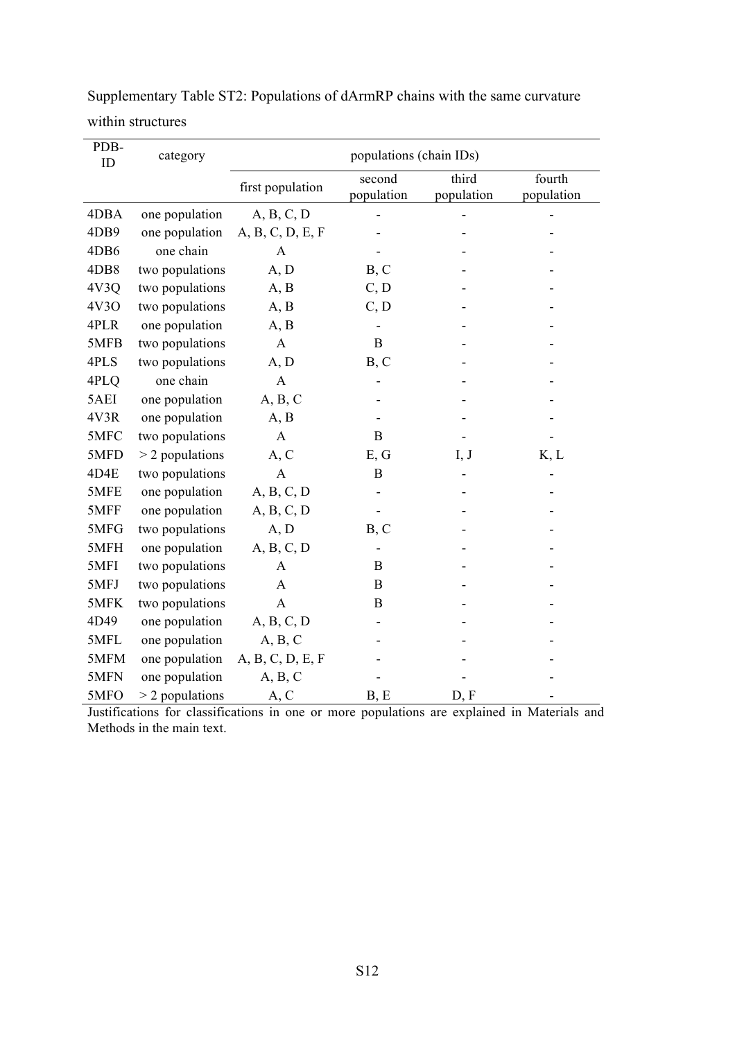Supplementary Table ST2: Populations of dArmRP chains with the same curvature within structures

| PDB-ID | category | populations (chain IDs) | | | |
|---|---|---|---|---|---|
| | | first population | second population | third population | fourth population |
| 4DBA | one population | A, B, C, D | - | - | - |
| 4DB9 | one population | A, B, C, D, E, F | - | - | - |
| 4DB6 | one chain | A | - | - | - |
| 4DB8 | two populations | A, D | B, C | - | - |
| 4V3Q | two populations | A, B | C, D | - | - |
| 4V3O | two populations | A, B | C, D | - | - |
| 4PLR | one population | A, B | - | - | - |
| 5MFB | two populations | A | B | - | - |
| 4PLS | two populations | A, D | B, C | - | - |
| 4PLQ | one chain | A | - | - | - |
| 5AEI | one population | A, B, C | - | - | - |
| 4V3R | one population | A, B | - | - | - |
| 5MFC | two populations | A | B | - | - |
| 5MFD | > 2 populations | A, C | E, G | I, J | K, L |
| 4D4E | two populations | A | B | - | - |
| 5MFE | one population | A, B, C, D | - | - | - |
| 5MFF | one population | A, B, C, D | - | - | - |
| 5MFG | two populations | A, D | B, C | - | - |
| 5MFH | one population | A, B, C, D | - | - | - |
| 5MFI | two populations | A | B | - | - |
| 5MFJ | two populations | A | B | - | - |
| 5MFK | two populations | A | B | - | - |
| 4D49 | one population | A, B, C, D | - | - | - |
| 5MFL | one population | A, B, C | - | - | - |
| 5MFM | one population | A, B, C, D, E, F | - | - | - |
| 5MFN | one population | A, B, C | - | - | - |
| 5MFO | > 2 populations | A, C | B, E | D, F | - |

Justifications for classifications in one or more populations are explained in Materials and Methods in the main text.